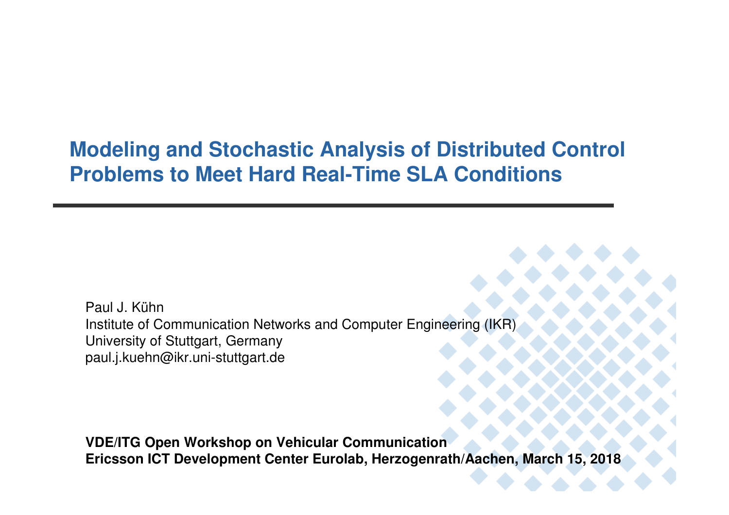# Modeling and Stochastic Analysis of Distributed Control Problems to Meet Hard Real-Time SLA Conditions

Paul J. Kühn
Institute of Communication Networks and Computer Engineering (IKR)
University of Stuttgart, Germany
paul.j.kuehn@ikr.uni-stuttgart.de

**VDE/ITG Open Workshop on Vehicular Communication**
**Ericsson ICT Development Center Eurolab, Herzogenrath/Aachen, March 15, 2018**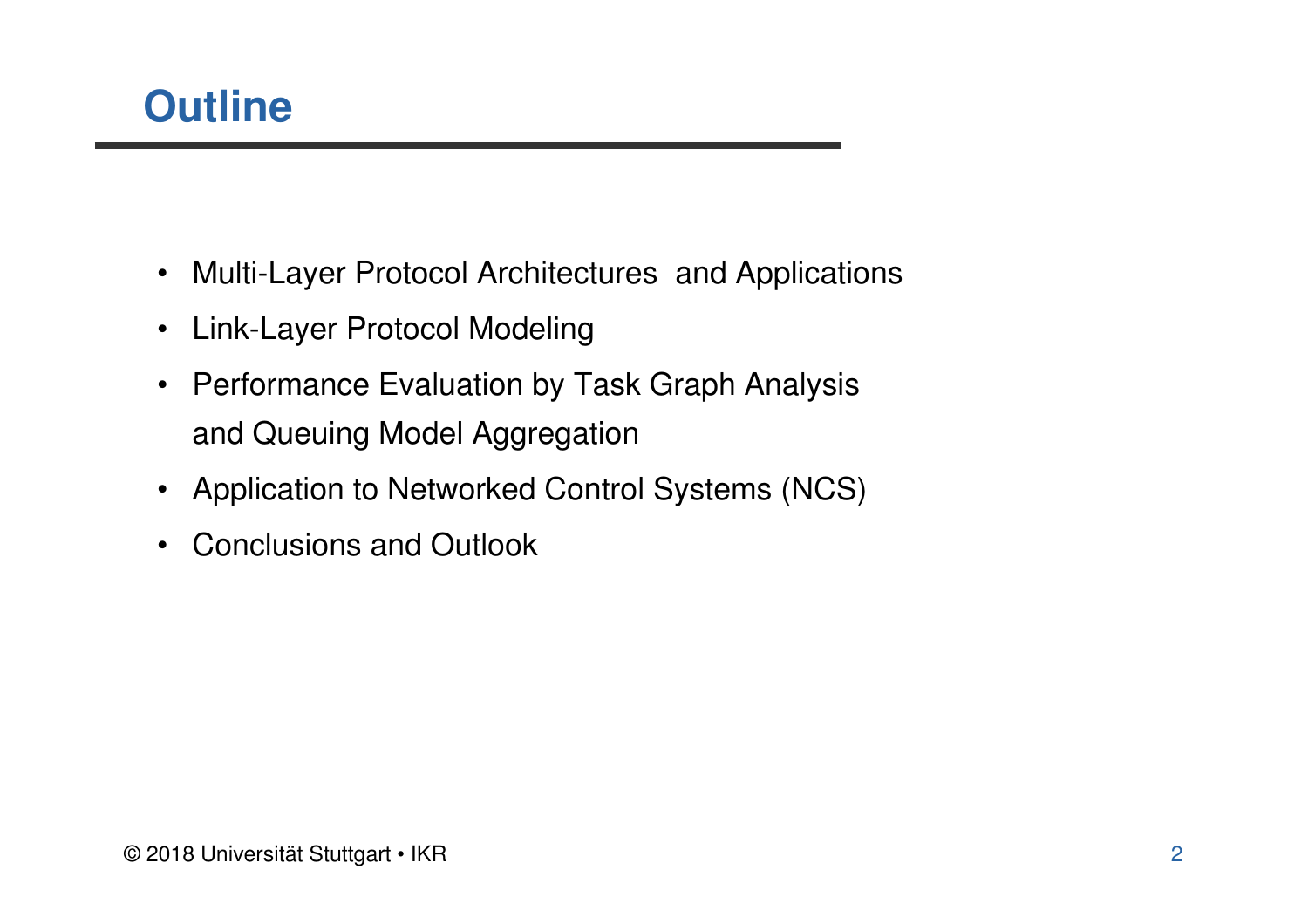# Outline

- Multi-Layer Protocol Architectures and Applications
- Link-Layer Protocol Modeling
- Performance Evaluation by Task Graph Analysis and Queuing Model Aggregation
- Application to Networked Control Systems (NCS)
- Conclusions and Outlook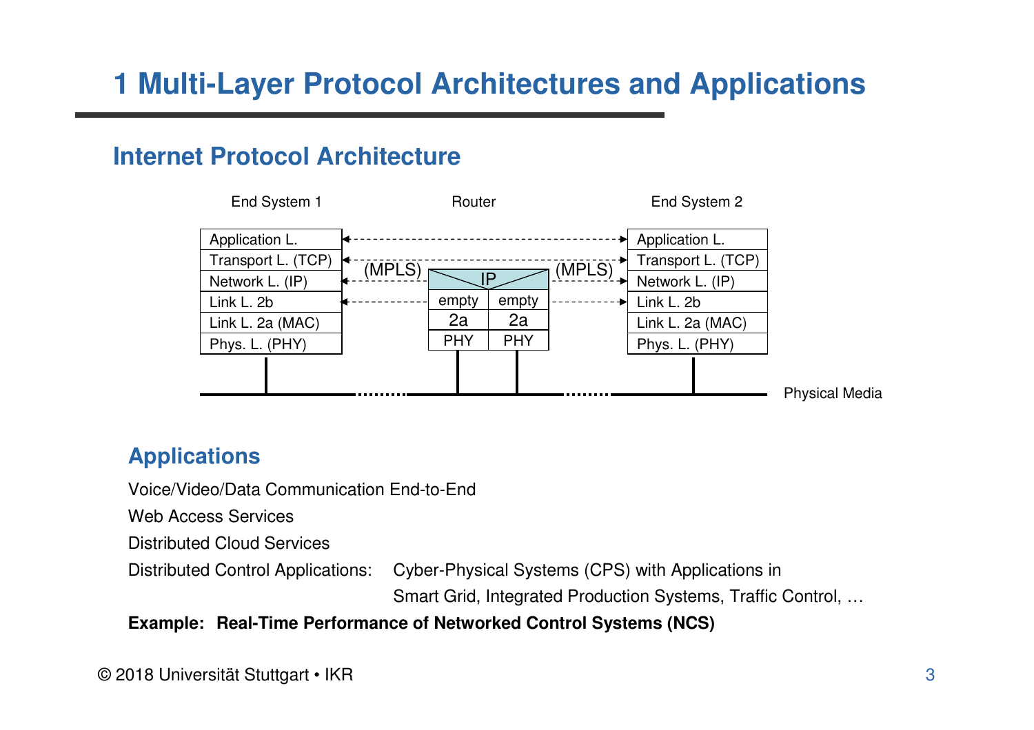# 1 Multi-Layer Protocol Architectures and Applications

## Internet Protocol Architecture

| End System 1 | | Router | | | End System 2 |
|---|---|---|---|---|---|
| Application L. | ← - - - - - - | | | - - - - - - → | Application L. |
| Transport L. (TCP) | ← - - - - - - | | | - - - - - - → | Transport L. (TCP) |
| Network L. (IP) | ← (MPLS) | IP | | (MPLS) → | Network L. (IP) |
| Link L. 2b | ← - - - - - - | empty | empty | - - - - - - → | Link L. 2b |
| Link L. 2a (MAC) | | 2a | 2a | | Link L. 2a (MAC) |
| Phys. L. (PHY) | | PHY | PHY | | Phys. L. (PHY) |

Physical Media

## Applications

Voice/Video/Data Communication End-to-End

Web Access Services

Distributed Cloud Services

Distributed Control Applications: Cyber-Physical Systems (CPS) with Applications in Smart Grid, Integrated Production Systems, Traffic Control, …

**Example: Real-Time Performance of Networked Control Systems (NCS)**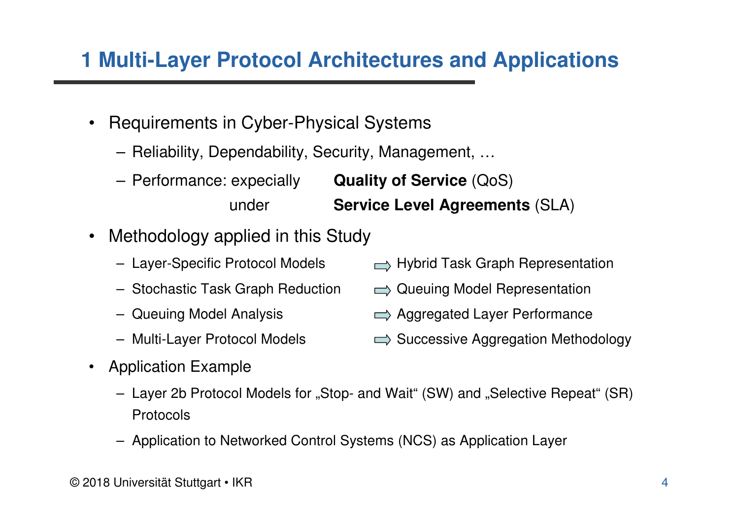# 1 Multi-Layer Protocol Architectures and Applications

- Requirements in Cyber-Physical Systems
  - Reliability, Dependability, Security, Management, …
  - Performance: expecially **Quality of Service** (QoS) under **Service Level Agreements** (SLA)
- Methodology applied in this Study
  - Layer-Specific Protocol Models ⇨ Hybrid Task Graph Representation
  - Stochastic Task Graph Reduction ⇨ Queuing Model Representation
  - Queuing Model Analysis ⇨ Aggregated Layer Performance
  - Multi-Layer Protocol Models ⇨ Successive Aggregation Methodology
- Application Example
  - Layer 2b Protocol Models for „Stop- and Wait" (SW) and „Selective Repeat" (SR) Protocols
  - Application to Networked Control Systems (NCS) as Application Layer

© 2018 Universität Stuttgart • IKR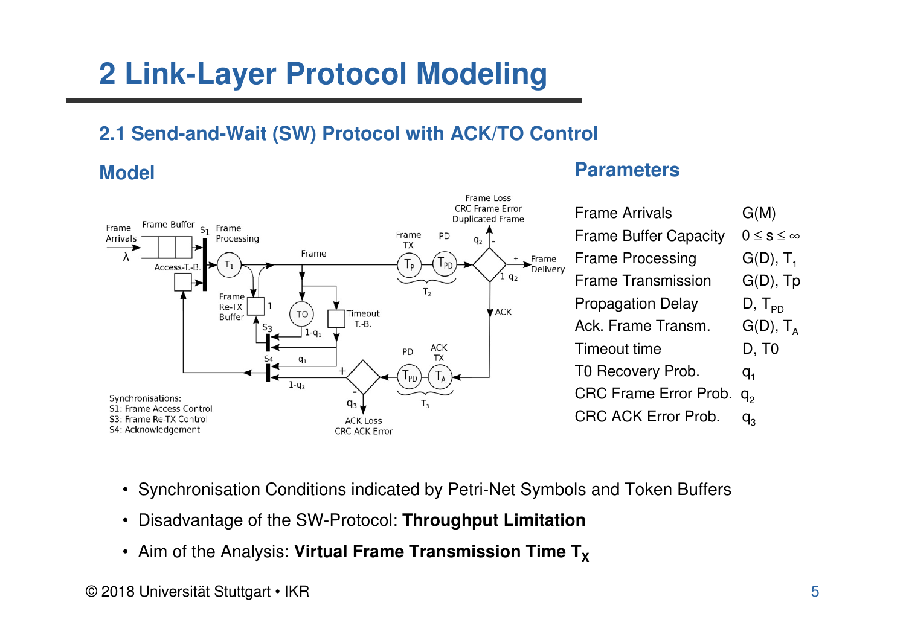# 2 Link-Layer Protocol Modeling

## 2.1 Send-and-Wait (SW) Protocol with ACK/TO Control

### Model

Frame Arrivals $\lambda$ — Frame Buffer — $S_1$ — Frame Processing $T_1$ — Access-T.-B. — Frame — Frame TX $T_P$ — PD $T_{PD}$ — $T_2$ — Frame Loss, CRC Frame Error, Duplicated Frame ($q_2$) — Frame Delivery ($1-q_2$) — ACK — ACK TX $T_A$ — PD $T_{PD}$ — $T_3$ — ACK Loss, CRC ACK Error ($q_3$) — $1-q_3$ — Frame Re-TX Buffer — TO — Timeout T.-B. — $1-q_1$ — $q_1$ — $S_3$ — $S_4$

Synchronisations:
S1: Frame Access Control
S3: Frame Re-TX Control
S4: Acknowledgement

### Parameters

| | |
|---|---|
| Frame Arrivals | G(M) |
| Frame Buffer Capacity | $0 \leq s \leq \infty$ |
| Frame Processing | G(D), $T_1$ |
| Frame Transmission | G(D), Tp |
| Propagation Delay | D, $T_{PD}$ |
| Ack. Frame Transm. | G(D), $T_A$ |
| Timeout time | D, T0 |
| T0 Recovery Prob. | $q_1$ |
| CRC Frame Error Prob. | $q_2$ |
| CRC ACK Error Prob. | $q_3$ |

- Synchronisation Conditions indicated by Petri-Net Symbols and Token Buffers
- Disadvantage of the SW-Protocol: **Throughput Limitation**
- Aim of the Analysis: **Virtual Frame Transmission Time $T_X$**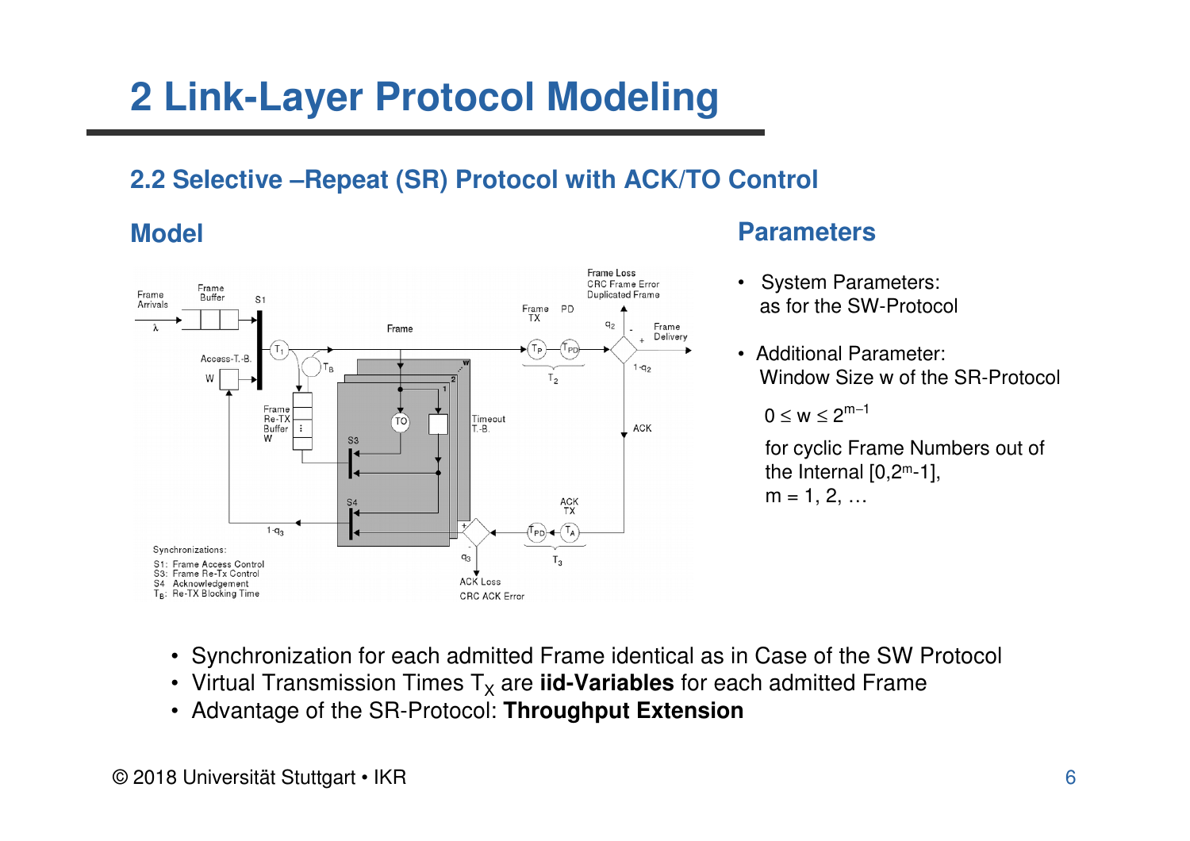# 2 Link-Layer Protocol Modeling

## 2.2 Selective –Repeat (SR) Protocol with ACK/TO Control

### Model

Frame Arrivals $\lambda$ | Frame Buffer | S1 | Access-T.-B. W | Frame | $T_1$ | $T_B$ | Frame Re-TX Buffer W | TO | Timeout T.-B. | S3 | S4 | Frame TX | PD | $T_P$ | $T_{PD}$ | $T_2$ | Frame Loss, CRC Frame Error, Duplicated Frame | $q_2$ | $1-q_2$ | Frame Delivery | ACK | ACK TX | $T_{PD}$ | $T_A$ | $T_3$ | $q_3$ | $1-q_3$ | ACK Loss, CRC ACK Error

Synchronizations:
S1: Frame Access Control
S3: Frame Re-Tx Control
S4 Acknowledgement
$T_B$: Re-TX Blocking Time

### Parameters

- System Parameters: as for the SW-Protocol
- Additional Parameter: Window Size w of the SR-Protocol

  $0 \leq w \leq 2^{m-1}$

  for cyclic Frame Numbers out of the Internal $[0,2^m-1]$, $m = 1, 2, \ldots$

- Synchronization for each admitted Frame identical as in Case of the SW Protocol
- Virtual Transmission Times $T_X$ are **iid-Variables** for each admitted Frame
- Advantage of the SR-Protocol: **Throughput Extension**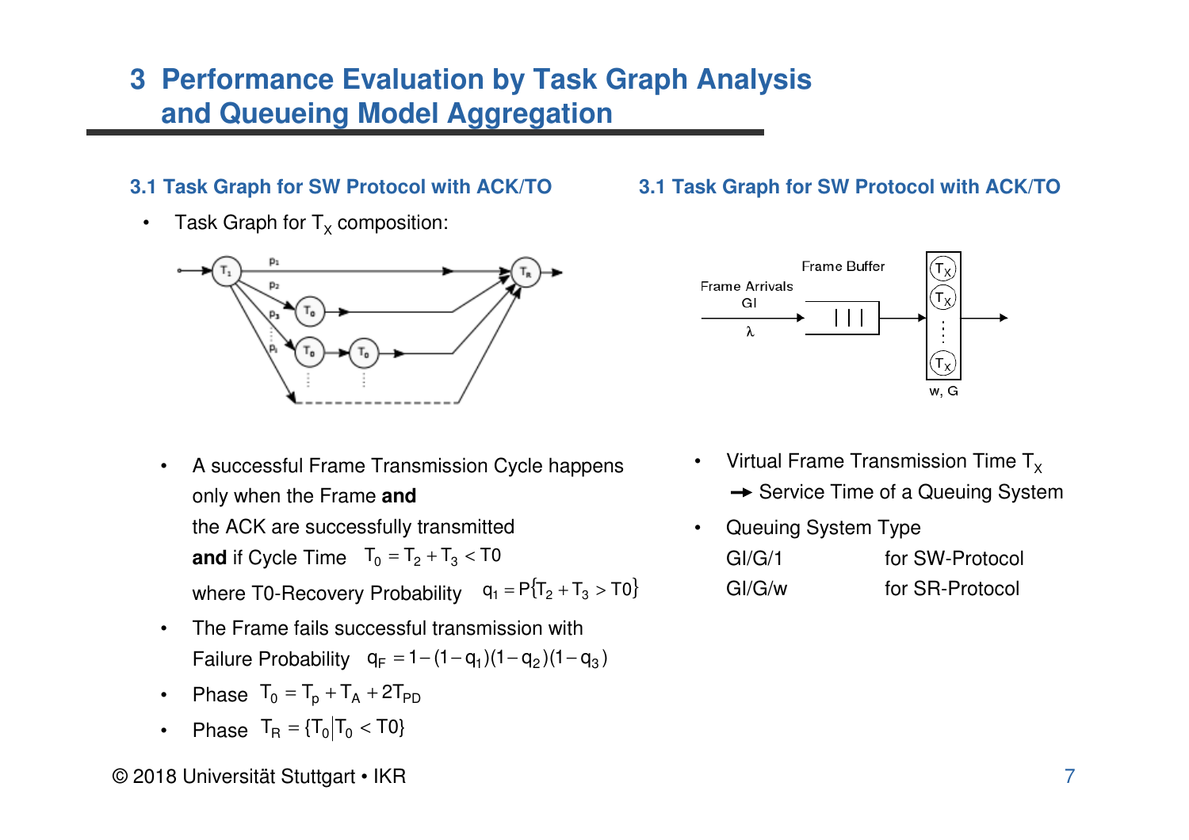# 3 Performance Evaluation by Task Graph Analysis and Queueing Model Aggregation

## 3.1 Task Graph for SW Protocol with ACK/TO

- Task Graph for $T_X$ composition:

- A successful Frame Transmission Cycle happens only when the Frame **and** the ACK are successfully transmitted **and** if Cycle Time $T_0 = T_2 + T_3 < T0$ where T0-Recovery Probability $q_1 = P\{T_2 + T_3 > T0\}$
- The Frame fails successful transmission with Failure Probability $q_F = 1-(1-q_1)(1-q_2)(1-q_3)$
- Phase $T_0 = T_p + T_A + 2T_{PD}$
- Phase $T_R = \{T_0 | T_0 < T0\}$

## 3.1 Task Graph for SW Protocol with ACK/TO

- Virtual Frame Transmission Time $T_X$
  → Service Time of a Queuing System
- Queuing System Type

| | |
|---|---|
| GI/G/1 | for SW-Protocol |
| GI/G/w | for SR-Protocol |

© 2018 Universität Stuttgart • IKR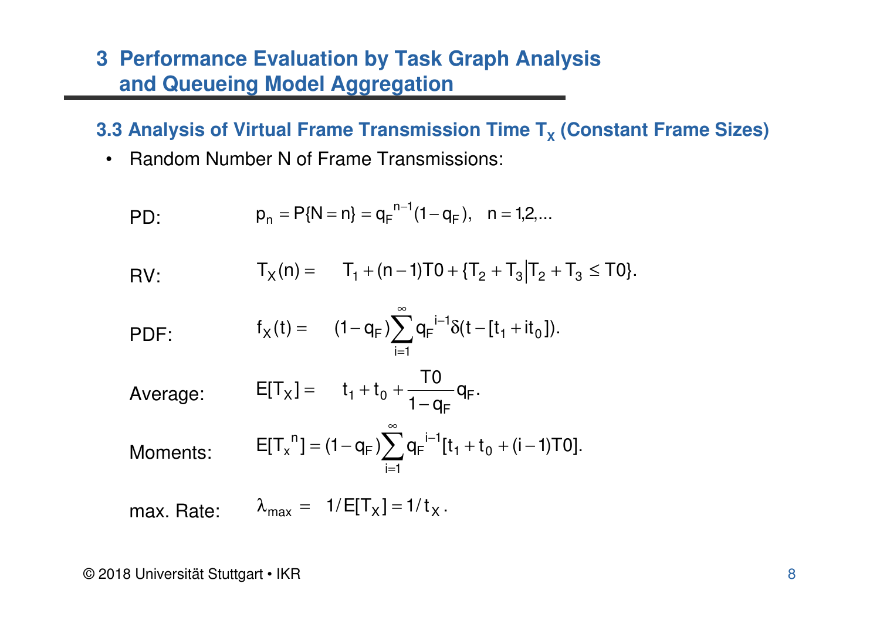# 3 Performance Evaluation by Task Graph Analysis and Queueing Model Aggregation

## 3.3 Analysis of Virtual Frame Transmission Time $T_X$ (Constant Frame Sizes)

- Random Number N of Frame Transmissions:

PD: $$p_n = P\{N = n\} = {q_F}^{n-1}(1 - q_F), \quad n = 1,2,...$$

RV: $$T_X(n) = \quad T_1 + (n-1)T0 + \{T_2 + T_3 \big| T_2 + T_3 \leq T0\}.$$

PDF: $$f_X(t) = \quad (1 - q_F)\sum_{i=1}^{\infty} {q_F}^{i-1}\delta(t - [t_1 + it_0]).$$

Average: $$E[T_X] = \quad t_1 + t_0 + \frac{T0}{1 - q_F} q_F.$$

Moments: $$E[{T_x}^n] = (1 - q_F)\sum_{i=1}^{\infty} {q_F}^{i-1}[t_1 + t_0 + (i-1)T0].$$

max. Rate: $$\lambda_{max} = \quad 1/E[T_X] = 1/t_X.$$

© 2018 Universität Stuttgart • IKR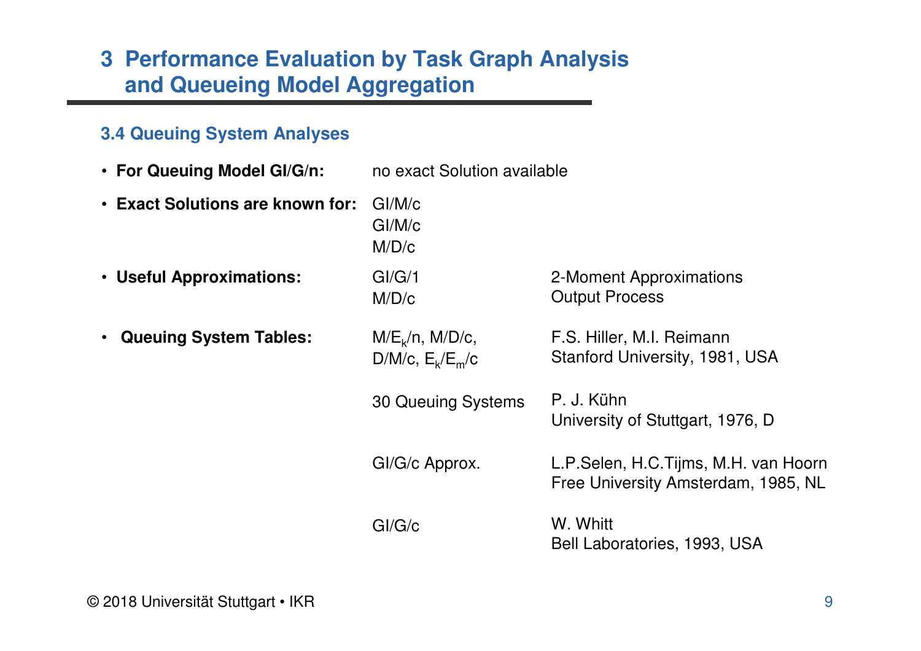# 3 Performance Evaluation by Task Graph Analysis and Queueing Model Aggregation

### 3.4 Queuing System Analyses

- **For Queuing Model GI/G/n:** no exact Solution available
- **Exact Solutions are known for:** GI/M/c, GI/M/c, M/D/c
- **Useful Approximations:**

| | |
|---|---|
| GI/G/1 | 2-Moment Approximations |
| M/D/c | Output Process |

- **Queuing System Tables:**

| | |
|---|---|
| $M/E_k/n$, M/D/c, D/M/c, $E_k/E_m/c$ | F.S. Hiller, M.I. Reimann<br>Stanford University, 1981, USA |
| 30 Queuing Systems | P. J. Kühn<br>University of Stuttgart, 1976, D |
| GI/G/c Approx. | L.P.Selen, H.C.Tijms, M.H. van Hoorn<br>Free University Amsterdam, 1985, NL |
| GI/G/c | W. Whitt<br>Bell Laboratories, 1993, USA |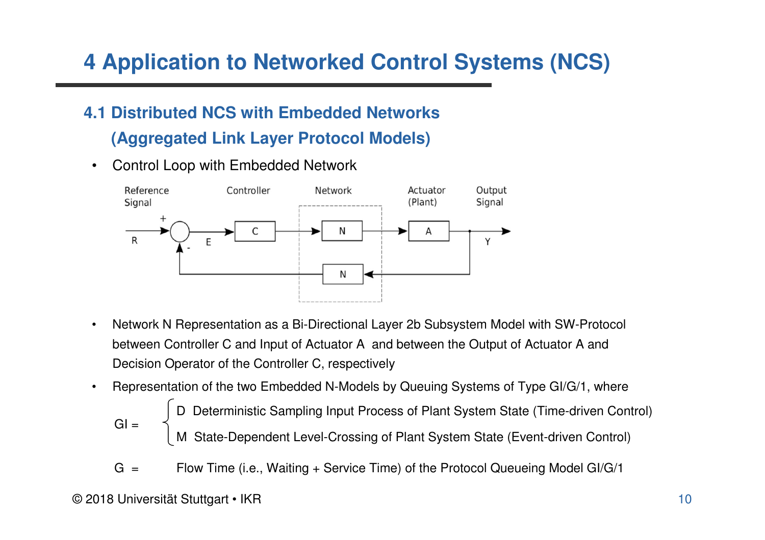# 4 Application to Networked Control Systems (NCS)

## 4.1 Distributed NCS with Embedded Networks (Aggregated Link Layer Protocol Models)

- Control Loop with Embedded Network

Reference Signal | Controller | Network | Actuator (Plant) | Output Signal

R, E, C, N, A, Y, N

- Network N Representation as a Bi-Directional Layer 2b Subsystem Model with SW-Protocol between Controller C and Input of Actuator A and between the Output of Actuator A and Decision Operator of the Controller C, respectively
- Representation of the two Embedded N-Models by Queuing Systems of Type GI/G/1, where

GI = 
- D Deterministic Sampling Input Process of Plant System State (Time-driven Control)
- M State-Dependent Level-Crossing of Plant System State (Event-driven Control)

G = Flow Time (i.e., Waiting + Service Time) of the Protocol Queueing Model GI/G/1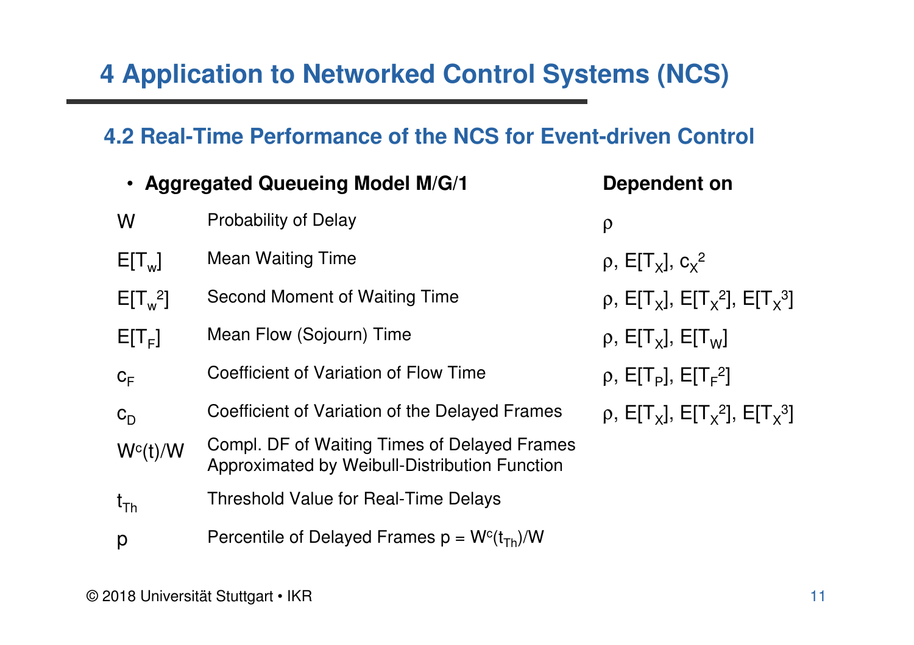# 4 Application to Networked Control Systems (NCS)

## 4.2 Real-Time Performance of the NCS for Event-driven Control

- **Aggregated Queueing Model M/G/1**

| | | **Dependent on** |
|---|---|---|
| $W$ | Probability of Delay | $\rho$ |
| $E[T_w]$ | Mean Waiting Time | $\rho$, $E[T_X]$, $c_X^2$ |
| $E[T_w^2]$ | Second Moment of Waiting Time | $\rho$, $E[T_X]$, $E[T_X^2]$, $E[T_X^3]$ |
| $E[T_F]$ | Mean Flow (Sojourn) Time | $\rho$, $E[T_X]$, $E[T_W]$ |
| $c_F$ | Coefficient of Variation of Flow Time | $\rho$, $E[T_P]$, $E[T_F^2]$ |
| $c_D$ | Coefficient of Variation of the Delayed Frames | $\rho$, $E[T_X]$, $E[T_X^2]$, $E[T_X^3]$ |
| $W^c(t)/W$ | Compl. DF of Waiting Times of Delayed Frames Approximated by Weibull-Distribution Function | |
| $t_{Th}$ | Threshold Value for Real-Time Delays | |
| $p$ | Percentile of Delayed Frames $p = W^c(t_{Th})/W$ | |

© 2018 Universität Stuttgart • IKR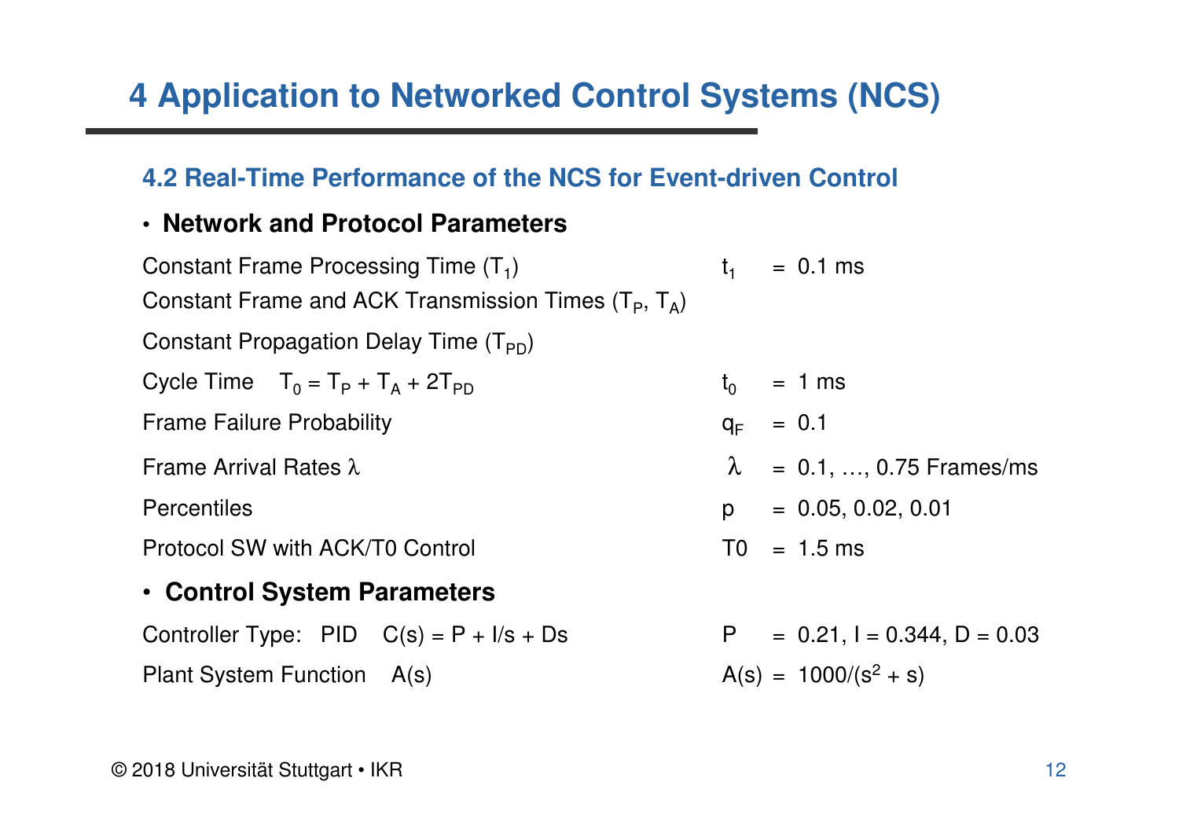# 4 Application to Networked Control Systems (NCS)

## 4.2 Real-Time Performance of the NCS for Event-driven Control

- **Network and Protocol Parameters**

| | | |
|---|---|---|
| Constant Frame Processing Time ($T_1$) | $t_1$ | = 0.1 ms |
| Constant Frame and ACK Transmission Times ($T_P$, $T_A$) | | |
| Constant Propagation Delay Time ($T_{PD}$) | | |
| Cycle Time $T_0 = T_P + T_A + 2T_{PD}$ | $t_0$ | = 1 ms |
| Frame Failure Probability | $q_F$ | = 0.1 |
| Frame Arrival Rates $\lambda$ | $\lambda$ | = 0.1, …, 0.75 Frames/ms |
| Percentiles | p | = 0.05, 0.02, 0.01 |
| Protocol SW with ACK/T0 Control | T0 | = 1.5 ms |

- **Control System Parameters**

| | | |
|---|---|---|
| Controller Type: PID $C(s) = P + I/s + Ds$ | P | = 0.21, I = 0.344, D = 0.03 |
| Plant System Function $A(s)$ | $A(s)$ | = $1000/(s^2 + s)$ |

© 2018 Universität Stuttgart • IKR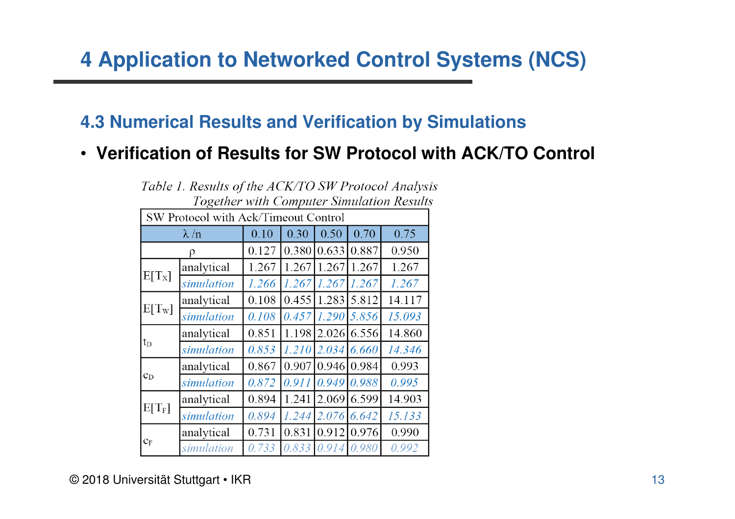# 4 Application to Networked Control Systems (NCS)

## 4.3 Numerical Results and Verification by Simulations

- **Verification of Results for SW Protocol with ACK/TO Control**

*Table 1. Results of the ACK/TO SW Protocol Analysis Together with Computer Simulation Results*

| SW Protocol with Ack/Timeout Control | | | | | | |
|---|---|---|---|---|---|---|
| $\lambda$ /n | | 0.10 | 0.30 | 0.50 | 0.70 | 0.75 |
| $\rho$ | | 0.127 | 0.380 | 0.633 | 0.887 | 0.950 |
| $E[T_X]$ | analytical | 1.267 | 1.267 | 1.267 | 1.267 | 1.267 |
| | *simulation* | *1.266* | *1.267* | *1.267* | *1.267* | *1.267* |
| $E[T_W]$ | analytical | 0.108 | 0.455 | 1.283 | 5.812 | 14.117 |
| | *simulation* | *0.108* | *0.457* | *1.290* | *5.856* | *15.093* |
| $t_D$ | analytical | 0.851 | 1.198 | 2.026 | 6.556 | 14.860 |
| | *simulation* | *0.853* | *1.210* | *2.034* | *6.660* | *14.346* |
| $c_D$ | analytical | 0.867 | 0.907 | 0.946 | 0.984 | 0.993 |
| | *simulation* | *0.872* | *0.911* | *0.949* | *0.988* | *0.995* |
| $E[T_F]$ | analytical | 0.894 | 1.241 | 2.069 | 6.599 | 14.903 |
| | *simulation* | *0.894* | *1.244* | *2.076* | *6.642* | *15.133* |
| $c_F$ | analytical | 0.731 | 0.831 | 0.912 | 0.976 | 0.990 |
| | *simulation* | *0.733* | *0.833* | *0.914* | *0.980* | *0.992* |

© 2018 Universität Stuttgart • IKR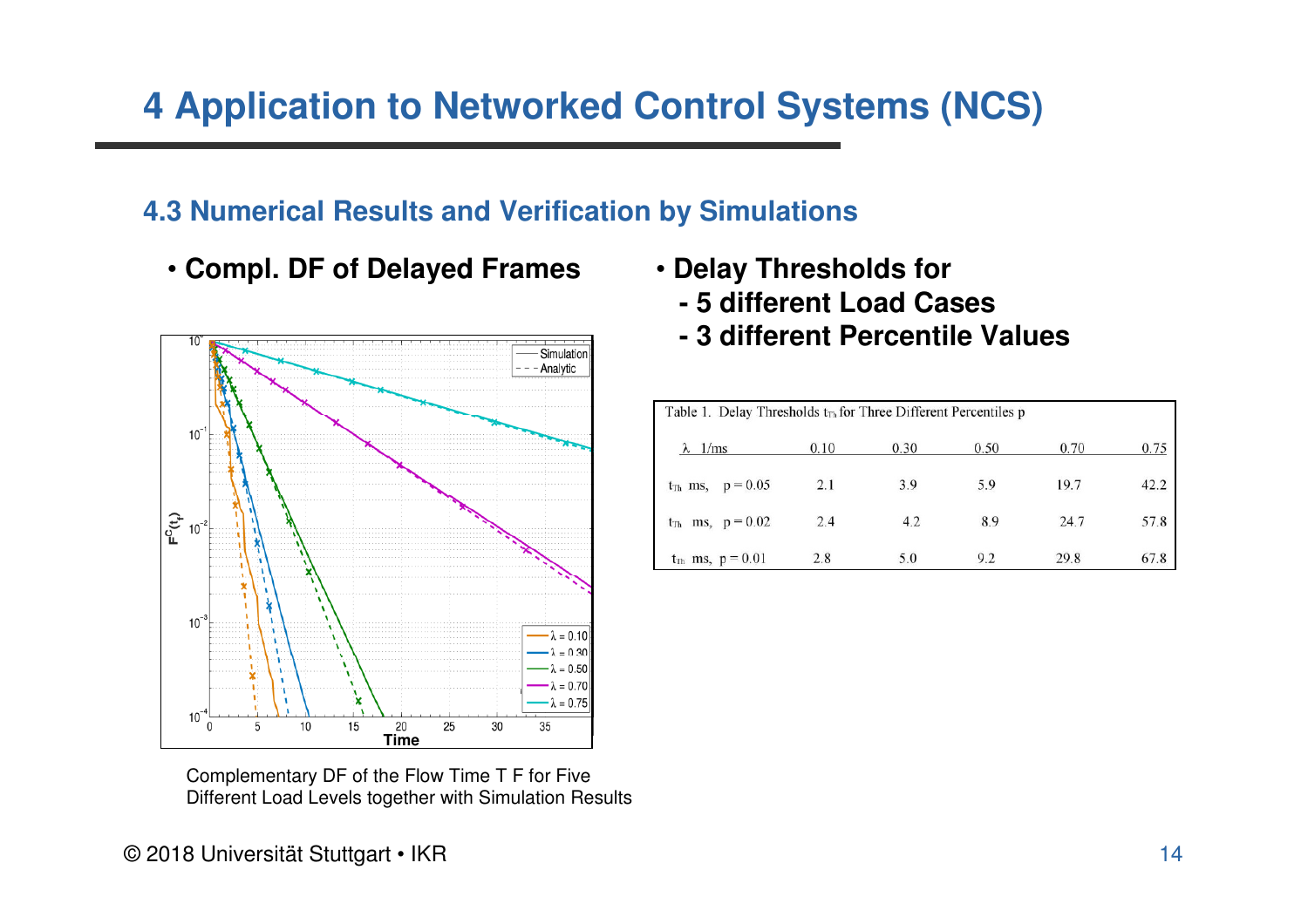# 4 Application to Networked Control Systems (NCS)

## 4.3 Numerical Results and Verification by Simulations

- **Compl. DF of Delayed Frames**

Complementary DF of the Flow Time T F for Five Different Load Levels together with Simulation Results

- **Delay Thresholds for**
  - **5 different Load Cases**
  - **3 different Percentile Values**

Table 1. Delay Thresholds $t_{Th}$ for Three Different Percentiles p

| $\lambda$ 1/ms | 0.10 | 0.30 | 0.50 | 0.70 | 0.75 |
|---|---|---|---|---|---|
| $t_{Th}$ ms, $p = 0.05$ | 2.1 | 3.9 | 5.9 | 19.7 | 42.2 |
| $t_{Th}$ ms, $p = 0.02$ | 2.4 | 4.2 | 8.9 | 24.7 | 57.8 |
| $t_{Th}$ ms, $p = 0.01$ | 2.8 | 5.0 | 9.2 | 29.8 | 67.8 |

© 2018 Universität Stuttgart • IKR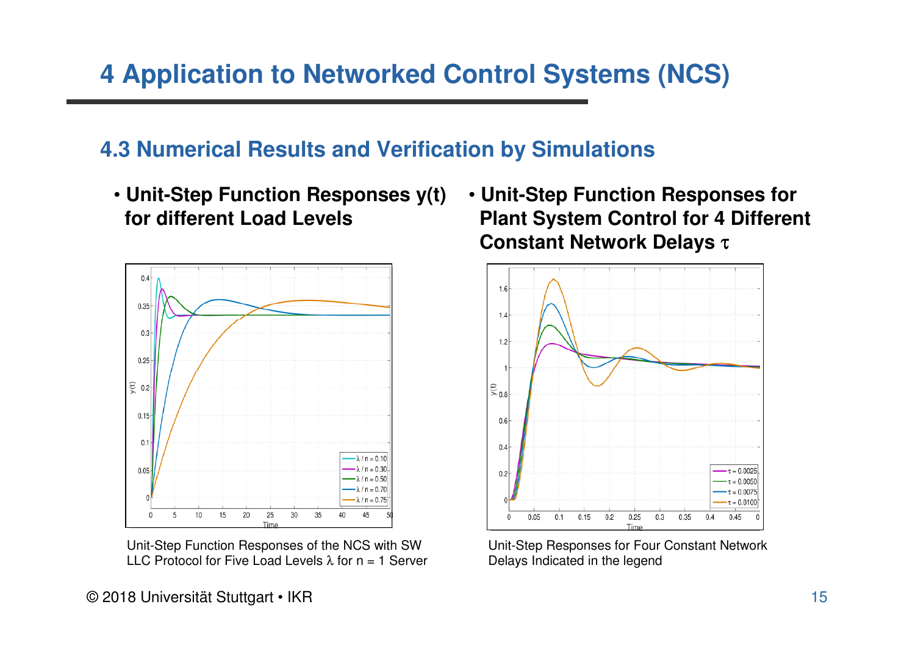# 4 Application to Networked Control Systems (NCS)

## 4.3 Numerical Results and Verification by Simulations

- **Unit-Step Function Responses y(t) for different Load Levels**

Unit-Step Function Responses of the NCS with SW LLC Protocol for Five Load Levels λ for n = 1 Server

- **Unit-Step Function Responses for Plant System Control for 4 Different Constant Network Delays τ**

Unit-Step Responses for Four Constant Network Delays Indicated in the legend

© 2018 Universität Stuttgart • IKR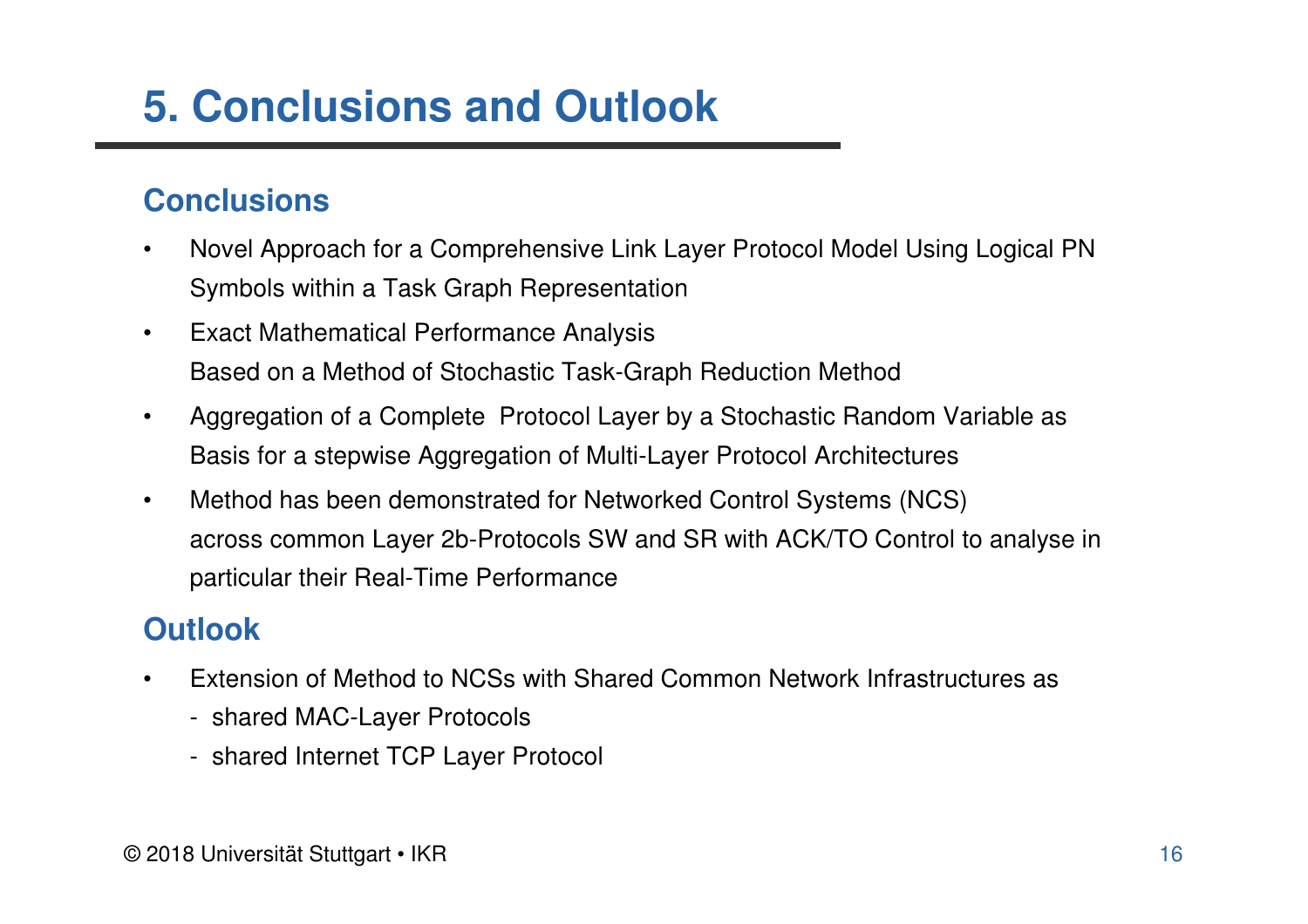# 5. Conclusions and Outlook

## Conclusions

- Novel Approach for a Comprehensive Link Layer Protocol Model Using Logical PN Symbols within a Task Graph Representation
- Exact Mathematical Performance Analysis
  Based on a Method of Stochastic Task-Graph Reduction Method
- Aggregation of a Complete Protocol Layer by a Stochastic Random Variable as Basis for a stepwise Aggregation of Multi-Layer Protocol Architectures
- Method has been demonstrated for Networked Control Systems (NCS)
  across common Layer 2b-Protocols SW and SR with ACK/TO Control to analyse in particular their Real-Time Performance

## Outlook

- Extension of Method to NCSs with Shared Common Network Infrastructures as
  - shared MAC-Layer Protocols
  - shared Internet TCP Layer Protocol

© 2018 Universität Stuttgart • IKR